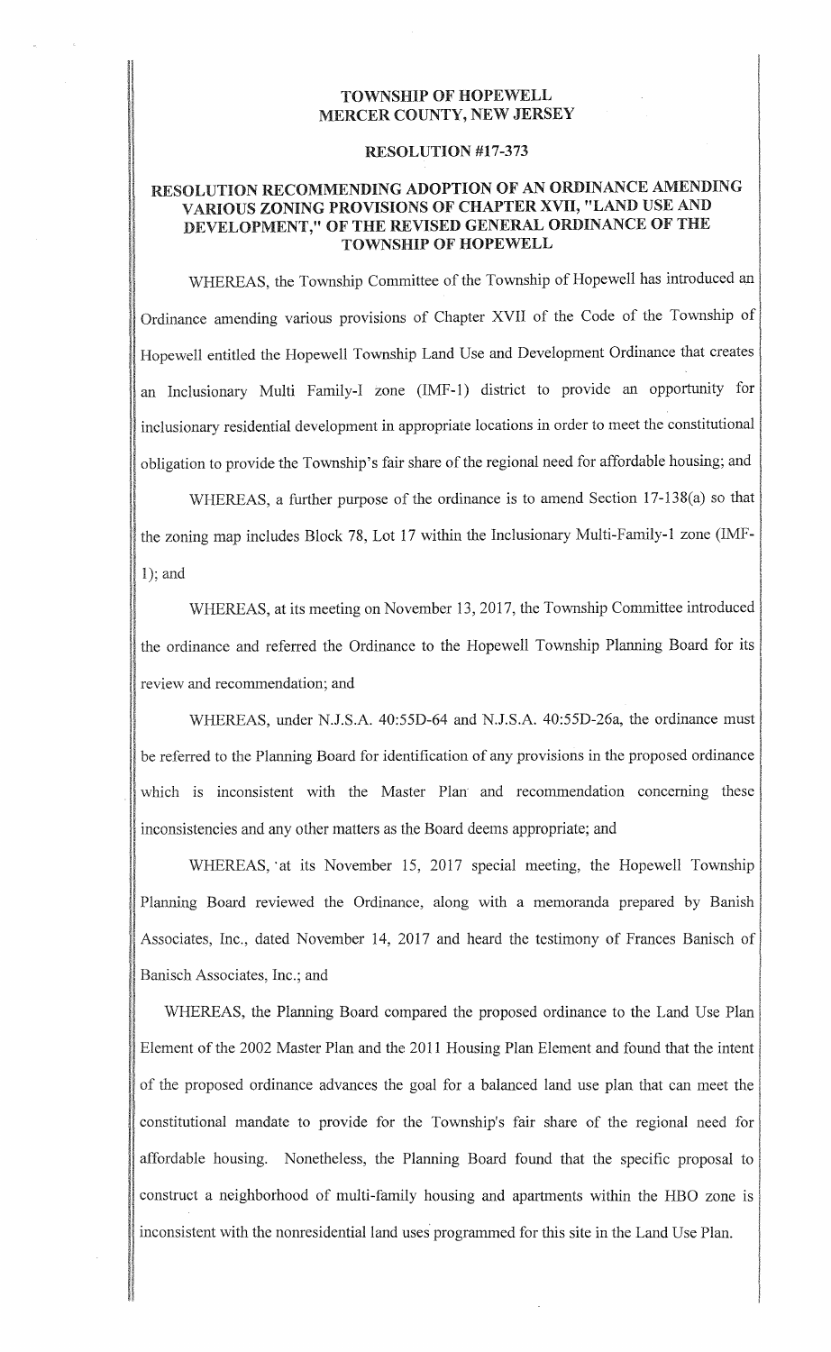**TOWNSHIP OF HOPEWELL**
**MERCER COUNTY, NEW JERSEY**

**RESOLUTION #17-373**

# RESOLUTION RECOMMENDING ADOPTION OF AN ORDINANCE AMENDING VARIOUS ZONING PROVISIONS OF CHAPTER XVII, "LAND USE AND DEVELOPMENT," OF THE REVISED GENERAL ORDINANCE OF THE TOWNSHIP OF HOPEWELL

WHEREAS, the Township Committee of the Township of Hopewell has introduced an Ordinance amending various provisions of Chapter XVII of the Code of the Township of Hopewell entitled the Hopewell Township Land Use and Development Ordinance that creates an Inclusionary Multi Family-I zone (IMF-1) district to provide an opportunity for inclusionary residential development in appropriate locations in order to meet the constitutional obligation to provide the Township's fair share of the regional need for affordable housing; and

WHEREAS, a further purpose of the ordinance is to amend Section 17-138(a) so that the zoning map includes Block 78, Lot 17 within the Inclusionary Multi-Family-1 zone (IMF-1); and

WHEREAS, at its meeting on November 13, 2017, the Township Committee introduced the ordinance and referred the Ordinance to the Hopewell Township Planning Board for its review and recommendation; and

WHEREAS, under N.J.S.A. 40:55D-64 and N.J.S.A. 40:55D-26a, the ordinance must be referred to the Planning Board for identification of any provisions in the proposed ordinance which is inconsistent with the Master Plan and recommendation concerning these inconsistencies and any other matters as the Board deems appropriate; and

WHEREAS, at its November 15, 2017 special meeting, the Hopewell Township Planning Board reviewed the Ordinance, along with a memoranda prepared by Banish Associates, Inc., dated November 14, 2017 and heard the testimony of Frances Banisch of Banisch Associates, Inc.; and

WHEREAS, the Planning Board compared the proposed ordinance to the Land Use Plan Element of the 2002 Master Plan and the 2011 Housing Plan Element and found that the intent of the proposed ordinance advances the goal for a balanced land use plan that can meet the constitutional mandate to provide for the Township's fair share of the regional need for affordable housing. Nonetheless, the Planning Board found that the specific proposal to construct a neighborhood of multi-family housing and apartments within the HBO zone is inconsistent with the nonresidential land uses programmed for this site in the Land Use Plan.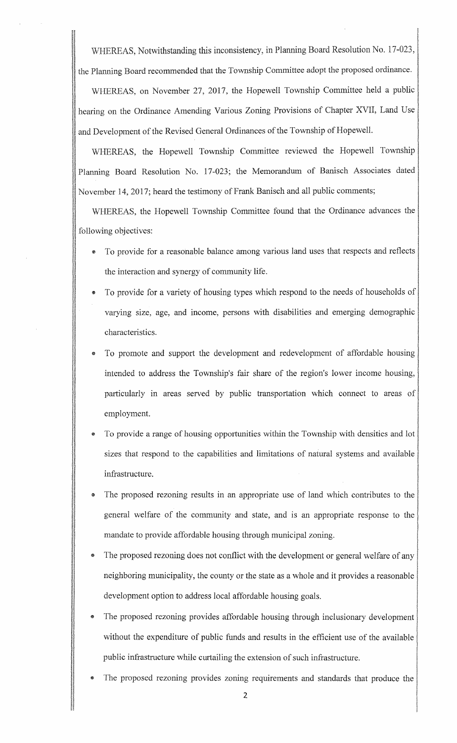WHEREAS, Notwithstanding this inconsistency, in Planning Board Resolution No. 17-023, the Planning Board recommended that the Township Committee adopt the proposed ordinance.

WHEREAS, on November 27, 2017, the Hopewell Township Committee held a public hearing on the Ordinance Amending Various Zoning Provisions of Chapter XVII, Land Use and Development of the Revised General Ordinances of the Township of Hopewell.

WHEREAS, the Hopewell Township Committee reviewed the Hopewell Township Planning Board Resolution No. 17-023; the Memorandum of Banisch Associates dated November 14, 2017; heard the testimony of Frank Banisch and all public comments;

WHEREAS, the Hopewell Township Committee found that the Ordinance advances the following objectives:

- To provide for a reasonable balance among various land uses that respects and reflects the interaction and synergy of community life.
- To provide for a variety of housing types which respond to the needs of households of varying size, age, and income, persons with disabilities and emerging demographic characteristics.
- To promote and support the development and redevelopment of affordable housing intended to address the Township's fair share of the region's lower income housing, particularly in areas served by public transportation which connect to areas of employment.
- To provide a range of housing opportunities within the Township with densities and lot sizes that respond to the capabilities and limitations of natural systems and available infrastructure.
- The proposed rezoning results in an appropriate use of land which contributes to the general welfare of the community and state, and is an appropriate response to the mandate to provide affordable housing through municipal zoning.
- The proposed rezoning does not conflict with the development or general welfare of any neighboring municipality, the county or the state as a whole and it provides a reasonable development option to address local affordable housing goals.
- The proposed rezoning provides affordable housing through inclusionary development without the expenditure of public funds and results in the efficient use of the available public infrastructure while curtailing the extension of such infrastructure.
- The proposed rezoning provides zoning requirements and standards that produce the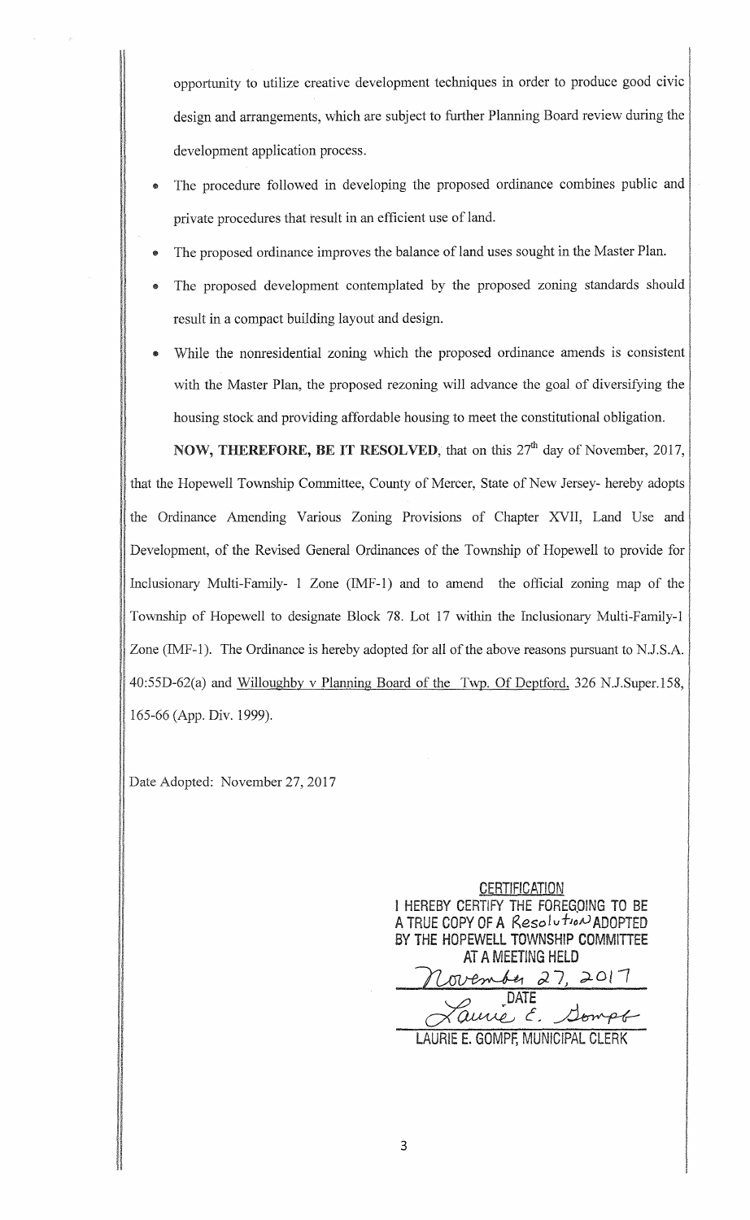opportunity to utilize creative development techniques in order to produce good civic design and arrangements, which are subject to further Planning Board review during the development application process.

- The procedure followed in developing the proposed ordinance combines public and private procedures that result in an efficient use of land.
- The proposed ordinance improves the balance of land uses sought in the Master Plan.
- The proposed development contemplated by the proposed zoning standards should result in a compact building layout and design.
- While the nonresidential zoning which the proposed ordinance amends is consistent with the Master Plan, the proposed rezoning will advance the goal of diversifying the housing stock and providing affordable housing to meet the constitutional obligation.

**NOW, THEREFORE, BE IT RESOLVED**, that on this 27th day of November, 2017, that the Hopewell Township Committee, County of Mercer, State of New Jersey- hereby adopts the Ordinance Amending Various Zoning Provisions of Chapter XVII, Land Use and Development, of the Revised General Ordinances of the Township of Hopewell to provide for Inclusionary Multi-Family- 1 Zone (IMF-1) and to amend the official zoning map of the Township of Hopewell to designate Block 78. Lot 17 within the Inclusionary Multi-Family-1 Zone (IMF-1). The Ordinance is hereby adopted for all of the above reasons pursuant to N.J.S.A. 40:55D-62(a) and Willoughby v Planning Board of the Twp. Of Deptford, 326 N.J.Super.158, 165-66 (App. Div. 1999).

Date Adopted: November 27, 2017

CERTIFICATION

I HEREBY CERTIFY THE FOREGOING TO BE A TRUE COPY OF A Resolution ADOPTED BY THE HOPEWELL TOWNSHIP COMMITTEE AT A MEETING HELD

November 27, 2017

DATE

Laurie E. Gompf

LAURIE E. GOMPF, MUNICIPAL CLERK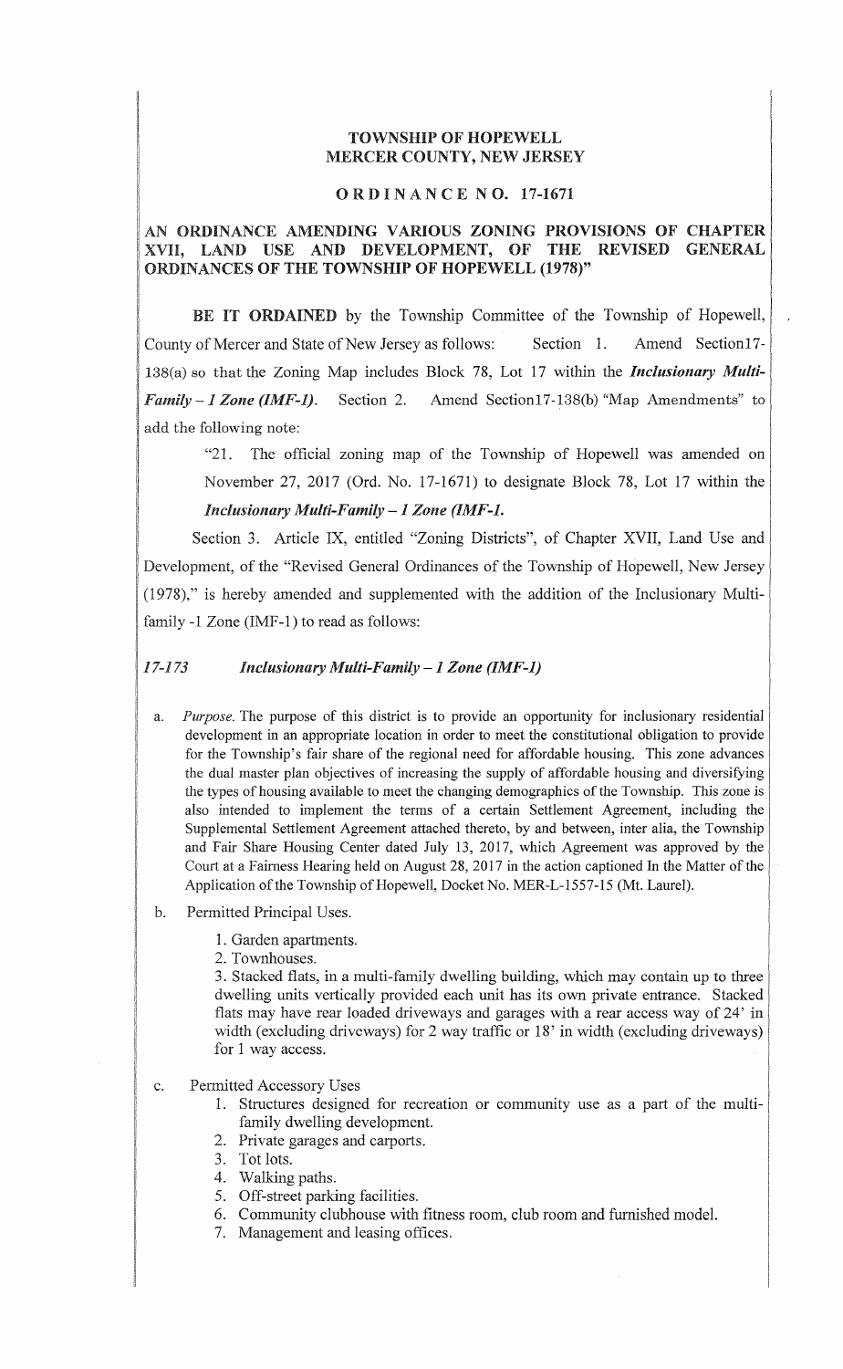**TOWNSHIP OF HOPEWELL**
**MERCER COUNTY, NEW JERSEY**

**ORDINANCE NO. 17-1671**

**AN ORDINANCE AMENDING VARIOUS ZONING PROVISIONS OF CHAPTER XVII, LAND USE AND DEVELOPMENT, OF THE REVISED GENERAL ORDINANCES OF THE TOWNSHIP OF HOPEWELL (1978)"**

**BE IT ORDAINED** by the Township Committee of the Township of Hopewell, County of Mercer and State of New Jersey as follows: Section 1. Amend Section17-138(a) so that the Zoning Map includes Block 78, Lot 17 within the ***Inclusionary Multi-Family – 1 Zone (IMF-1)***. Section 2. Amend Section17-138(b) "Map Amendments" to add the following note:

"21. The official zoning map of the Township of Hopewell was amended on November 27, 2017 (Ord. No. 17-1671) to designate Block 78, Lot 17 within the ***Inclusionary Multi-Family – 1 Zone (IMF-1.***

Section 3. Article IX, entitled "Zoning Districts", of Chapter XVII, Land Use and Development, of the "Revised General Ordinances of the Township of Hopewell, New Jersey (1978)," is hereby amended and supplemented with the addition of the Inclusionary Multi-family -1 Zone (IMF-1) to read as follows:

***17-173 Inclusionary Multi-Family – 1 Zone (IMF-1)***

a. *Purpose.* The purpose of this district is to provide an opportunity for inclusionary residential development in an appropriate location in order to meet the constitutional obligation to provide for the Township's fair share of the regional need for affordable housing. This zone advances the dual master plan objectives of increasing the supply of affordable housing and diversifying the types of housing available to meet the changing demographics of the Township. This zone is also intended to implement the terms of a certain Settlement Agreement, including the Supplemental Settlement Agreement attached thereto, by and between, inter alia, the Township and Fair Share Housing Center dated July 13, 2017, which Agreement was approved by the Court at a Fairness Hearing held on August 28, 2017 in the action captioned In the Matter of the Application of the Township of Hopewell, Docket No. MER-L-1557-15 (Mt. Laurel).

b. Permitted Principal Uses.

1. Garden apartments.
2. Townhouses.
3. Stacked flats, in a multi-family dwelling building, which may contain up to three dwelling units vertically provided each unit has its own private entrance. Stacked flats may have rear loaded driveways and garages with a rear access way of 24' in width (excluding driveways) for 2 way traffic or 18' in width (excluding driveways) for 1 way access.

c. Permitted Accessory Uses

1. Structures designed for recreation or community use as a part of the multi-family dwelling development.
2. Private garages and carports.
3. Tot lots.
4. Walking paths.
5. Off-street parking facilities.
6. Community clubhouse with fitness room, club room and furnished model.
7. Management and leasing offices.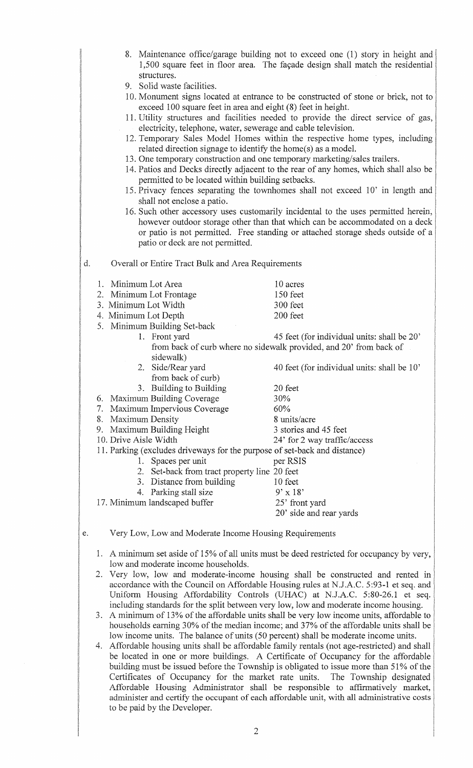8. Maintenance office/garage building not to exceed one (1) story in height and 1,500 square feet in floor area. The façade design shall match the residential structures.
9. Solid waste facilities.
10. Monument signs located at entrance to be constructed of stone or brick, not to exceed 100 square feet in area and eight (8) feet in height.
11. Utility structures and facilities needed to provide the direct service of gas, electricity, telephone, water, sewerage and cable television.
12. Temporary Sales Model Homes within the respective home types, including related direction signage to identify the home(s) as a model.
13. One temporary construction and one temporary marketing/sales trailers.
14. Patios and Decks directly adjacent to the rear of any homes, which shall also be permitted to be located within building setbacks.
15. Privacy fences separating the townhomes shall not exceed 10' in length and shall not enclose a patio.
16. Such other accessory uses customarily incidental to the uses permitted herein, however outdoor storage other than that which can be accommodated on a deck or patio is not permitted. Free standing or attached storage sheds outside of a patio or deck are not permitted.

d. Overall or Entire Tract Bulk and Area Requirements

1. Minimum Lot Area — 10 acres
2. Minimum Lot Frontage — 150 feet
3. Minimum Lot Width — 300 feet
4. Minimum Lot Depth — 200 feet
5. Minimum Building Set-back
    1. Front yard — 45 feet (for individual units: shall be 20' from back of curb where no sidewalk provided, and 20' from back of sidewalk)
    2. Side/Rear yard — 40 feet (for individual units: shall be 10' from back of curb)
    3. Building to Building — 20 feet
6. Maximum Building Coverage — 30%
7. Maximum Impervious Coverage — 60%
8. Maximum Density — 8 units/acre
9. Maximum Building Height — 3 stories and 45 feet
10. Drive Aisle Width — 24' for 2 way traffic/access
11. Parking (excludes driveways for the purpose of set-back and distance)
    1. Spaces per unit — per RSIS
    2. Set-back from tract property line — 20 feet
    3. Distance from building — 10 feet
    4. Parking stall size — 9' x 18'
17. Minimum landscaped buffer — 25' front yard; 20' side and rear yards

e. Very Low, Low and Moderate Income Housing Requirements

1. A minimum set aside of 15% of all units must be deed restricted for occupancy by very, low and moderate income households.
2. Very low, low and moderate-income housing shall be constructed and rented in accordance with the Council on Affordable Housing rules at N.J.A.C. 5:93-1 et seq. and Uniform Housing Affordability Controls (UHAC) at N.J.A.C. 5:80-26.1 et seq. including standards for the split between very low, low and moderate income housing.
3. A minimum of 13% of the affordable units shall be very low income units, affordable to households earning 30% of the median income; and 37% of the affordable units shall be low income units. The balance of units (50 percent) shall be moderate income units.
4. Affordable housing units shall be affordable family rentals (not age-restricted) and shall be located in one or more buildings. A Certificate of Occupancy for the affordable building must be issued before the Township is obligated to issue more than 51% of the Certificates of Occupancy for the market rate units. The Township designated Affordable Housing Administrator shall be responsible to affirmatively market, administer and certify the occupant of each affordable unit, with all administrative costs to be paid by the Developer.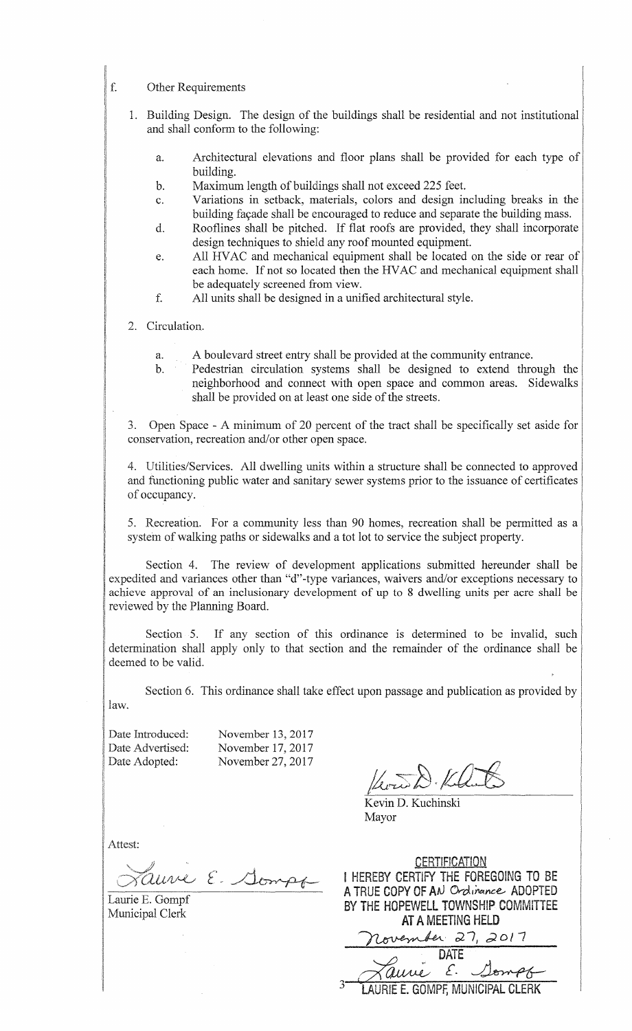f. Other Requirements

1. Building Design. The design of the buildings shall be residential and not institutional and shall conform to the following:

   a. Architectural elevations and floor plans shall be provided for each type of building.
   b. Maximum length of buildings shall not exceed 225 feet.
   c. Variations in setback, materials, colors and design including breaks in the building façade shall be encouraged to reduce and separate the building mass.
   d. Rooflines shall be pitched. If flat roofs are provided, they shall incorporate design techniques to shield any roof mounted equipment.
   e. All HVAC and mechanical equipment shall be located on the side or rear of each home. If not so located then the HVAC and mechanical equipment shall be adequately screened from view.
   f. All units shall be designed in a unified architectural style.

2. Circulation.

   a. A boulevard street entry shall be provided at the community entrance.
   b. Pedestrian circulation systems shall be designed to extend through the neighborhood and connect with open space and common areas. Sidewalks shall be provided on at least one side of the streets.

3. Open Space - A minimum of 20 percent of the tract shall be specifically set aside for conservation, recreation and/or other open space.

4. Utilities/Services. All dwelling units within a structure shall be connected to approved and functioning public water and sanitary sewer systems prior to the issuance of certificates of occupancy.

5. Recreation. For a community less than 90 homes, recreation shall be permitted as a system of walking paths or sidewalks and a tot lot to service the subject property.

Section 4. The review of development applications submitted hereunder shall be expedited and variances other than "d"-type variances, waivers and/or exceptions necessary to achieve approval of an inclusionary development of up to 8 dwelling units per acre shall be reviewed by the Planning Board.

Section 5. If any section of this ordinance is determined to be invalid, such determination shall apply only to that section and the remainder of the ordinance shall be deemed to be valid.

Section 6. This ordinance shall take effect upon passage and publication as provided by law.

Date Introduced: November 13, 2017
Date Advertised: November 17, 2017
Date Adopted: November 27, 2017

Kevin D. Kuchinski
Mayor

Attest:

Laurie E. Gompf
Municipal Clerk

CERTIFICATION

I HEREBY CERTIFY THE FOREGOING TO BE A TRUE COPY OF AN Ordinance ADOPTED BY THE HOPEWELL TOWNSHIP COMMITTEE AT A MEETING HELD

November 27, 2017

DATE

LAURIE E. GOMPF, MUNICIPAL CLERK